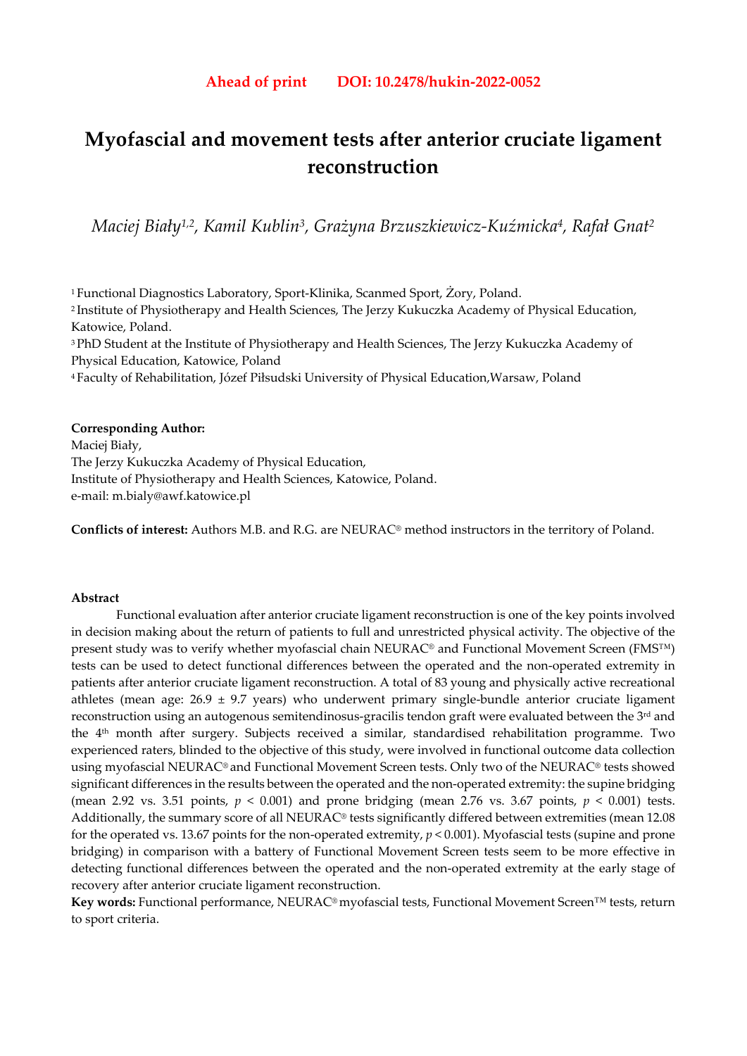**Ahead of print DOI: 10.2478/hukin-2022-0052**

# Myofascial and movement tests after anterior cruciate ligament reconstruction

*Maciej Biały[1,2], Kamil Kublin[3], Grażyna Brzuszkiewicz-Kuźmicka[4], Rafał Gnat[2]*

[1] Functional Diagnostics Laboratory, Sport-Klinika, Scanmed Sport, Żory, Poland.
[2] Institute of Physiotherapy and Health Sciences, The Jerzy Kukuczka Academy of Physical Education, Katowice, Poland.
[3] PhD Student at the Institute of Physiotherapy and Health Sciences, The Jerzy Kukuczka Academy of Physical Education, Katowice, Poland
[4] Faculty of Rehabilitation, Józef Piłsudski University of Physical Education,Warsaw, Poland

**Corresponding Author:**
Maciej Biały,
The Jerzy Kukuczka Academy of Physical Education,
Institute of Physiotherapy and Health Sciences, Katowice, Poland.
e-mail: m.bialy@awf.katowice.pl

**Conflicts of interest:** Authors M.B. and R.G. are NEURAC® method instructors in the territory of Poland.

### Abstract

Functional evaluation after anterior cruciate ligament reconstruction is one of the key points involved in decision making about the return of patients to full and unrestricted physical activity. The objective of the present study was to verify whether myofascial chain NEURAC® and Functional Movement Screen (FMS™) tests can be used to detect functional differences between the operated and the non-operated extremity in patients after anterior cruciate ligament reconstruction. A total of 83 young and physically active recreational athletes (mean age: 26.9 ± 9.7 years) who underwent primary single-bundle anterior cruciate ligament reconstruction using an autogenous semitendinosus-gracilis tendon graft were evaluated between the 3rd and the 4th month after surgery. Subjects received a similar, standardised rehabilitation programme. Two experienced raters, blinded to the objective of this study, were involved in functional outcome data collection using myofascial NEURAC® and Functional Movement Screen tests. Only two of the NEURAC® tests showed significant differences in the results between the operated and the non-operated extremity: the supine bridging (mean 2.92 vs. 3.51 points, $p < 0.001$) and prone bridging (mean 2.76 vs. 3.67 points, $p < 0.001$) tests. Additionally, the summary score of all NEURAC® tests significantly differed between extremities (mean 12.08 for the operated vs. 13.67 points for the non-operated extremity, $p < 0.001$). Myofascial tests (supine and prone bridging) in comparison with a battery of Functional Movement Screen tests seem to be more effective in detecting functional differences between the operated and the non-operated extremity at the early stage of recovery after anterior cruciate ligament reconstruction.

**Key words:** Functional performance, NEURAC® myofascial tests, Functional Movement Screen™ tests, return to sport criteria.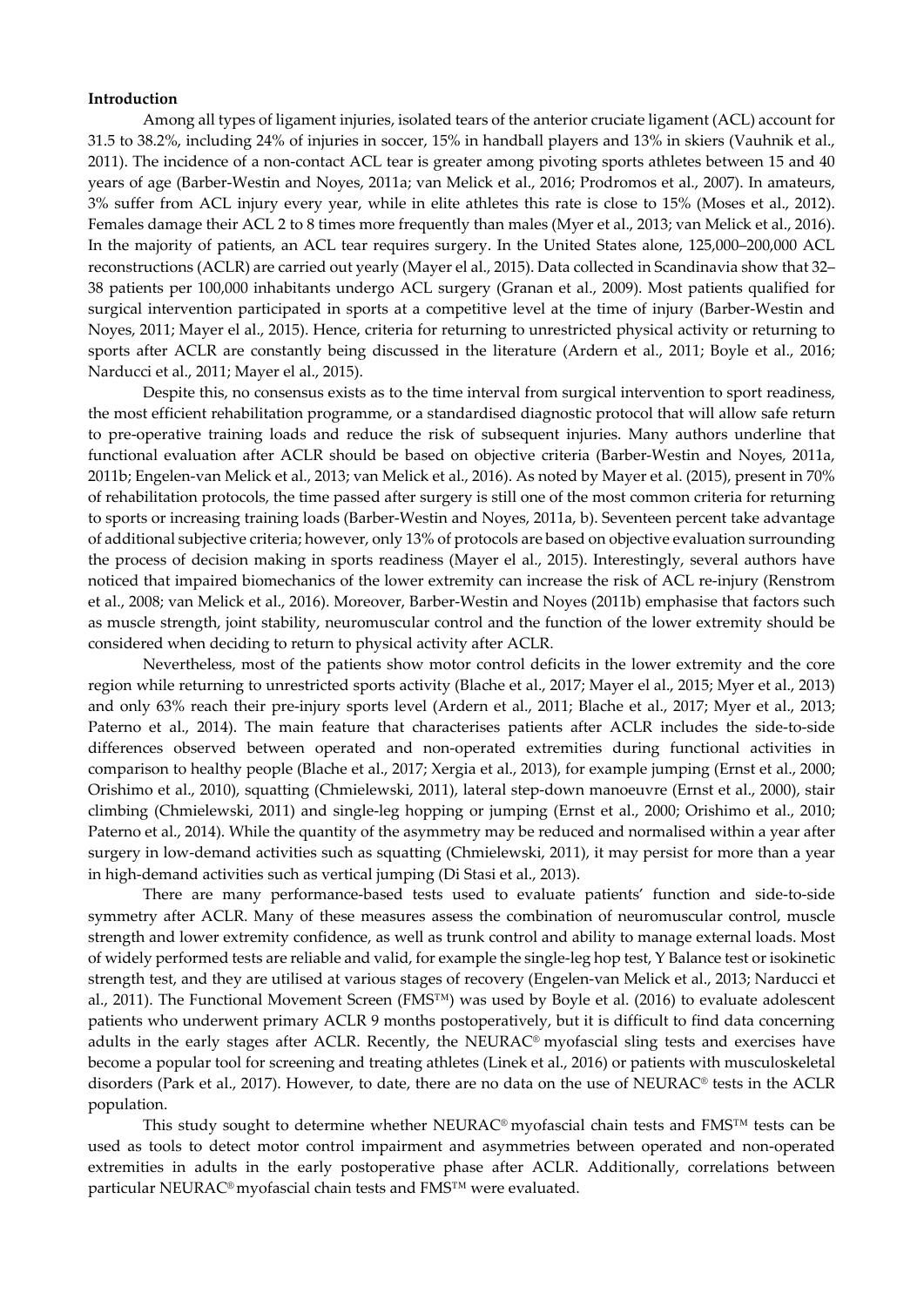**Introduction**

Among all types of ligament injuries, isolated tears of the anterior cruciate ligament (ACL) account for 31.5 to 38.2%, including 24% of injuries in soccer, 15% in handball players and 13% in skiers (Vauhnik et al., 2011). The incidence of a non-contact ACL tear is greater among pivoting sports athletes between 15 and 40 years of age (Barber-Westin and Noyes, 2011a; van Melick et al., 2016; Prodromos et al., 2007). In amateurs, 3% suffer from ACL injury every year, while in elite athletes this rate is close to 15% (Moses et al., 2012). Females damage their ACL 2 to 8 times more frequently than males (Myer et al., 2013; van Melick et al., 2016). In the majority of patients, an ACL tear requires surgery. In the United States alone, 125,000–200,000 ACL reconstructions (ACLR) are carried out yearly (Mayer el al., 2015). Data collected in Scandinavia show that 32–38 patients per 100,000 inhabitants undergo ACL surgery (Granan et al., 2009). Most patients qualified for surgical intervention participated in sports at a competitive level at the time of injury (Barber-Westin and Noyes, 2011; Mayer el al., 2015). Hence, criteria for returning to unrestricted physical activity or returning to sports after ACLR are constantly being discussed in the literature (Ardern et al., 2011; Boyle et al., 2016; Narducci et al., 2011; Mayer el al., 2015).

Despite this, no consensus exists as to the time interval from surgical intervention to sport readiness, the most efficient rehabilitation programme, or a standardised diagnostic protocol that will allow safe return to pre-operative training loads and reduce the risk of subsequent injuries. Many authors underline that functional evaluation after ACLR should be based on objective criteria (Barber-Westin and Noyes, 2011a, 2011b; Engelen-van Melick et al., 2013; van Melick et al., 2016). As noted by Mayer et al. (2015), present in 70% of rehabilitation protocols, the time passed after surgery is still one of the most common criteria for returning to sports or increasing training loads (Barber-Westin and Noyes, 2011a, b). Seventeen percent take advantage of additional subjective criteria; however, only 13% of protocols are based on objective evaluation surrounding the process of decision making in sports readiness (Mayer el al., 2015). Interestingly, several authors have noticed that impaired biomechanics of the lower extremity can increase the risk of ACL re-injury (Renstrom et al., 2008; van Melick et al., 2016). Moreover, Barber-Westin and Noyes (2011b) emphasise that factors such as muscle strength, joint stability, neuromuscular control and the function of the lower extremity should be considered when deciding to return to physical activity after ACLR.

Nevertheless, most of the patients show motor control deficits in the lower extremity and the core region while returning to unrestricted sports activity (Blache et al., 2017; Mayer el al., 2015; Myer et al., 2013) and only 63% reach their pre-injury sports level (Ardern et al., 2011; Blache et al., 2017; Myer et al., 2013; Paterno et al., 2014). The main feature that characterises patients after ACLR includes the side-to-side differences observed between operated and non-operated extremities during functional activities in comparison to healthy people (Blache et al., 2017; Xergia et al., 2013), for example jumping (Ernst et al., 2000; Orishimo et al., 2010), squatting (Chmielewski, 2011), lateral step-down manoeuvre (Ernst et al., 2000), stair climbing (Chmielewski, 2011) and single-leg hopping or jumping (Ernst et al., 2000; Orishimo et al., 2010; Paterno et al., 2014). While the quantity of the asymmetry may be reduced and normalised within a year after surgery in low-demand activities such as squatting (Chmielewski, 2011), it may persist for more than a year in high-demand activities such as vertical jumping (Di Stasi et al., 2013).

There are many performance-based tests used to evaluate patients' function and side-to-side symmetry after ACLR. Many of these measures assess the combination of neuromuscular control, muscle strength and lower extremity confidence, as well as trunk control and ability to manage external loads. Most of widely performed tests are reliable and valid, for example the single-leg hop test, Y Balance test or isokinetic strength test, and they are utilised at various stages of recovery (Engelen-van Melick et al., 2013; Narducci et al., 2011). The Functional Movement Screen (FMS™) was used by Boyle et al. (2016) to evaluate adolescent patients who underwent primary ACLR 9 months postoperatively, but it is difficult to find data concerning adults in the early stages after ACLR. Recently, the NEURAC® myofascial sling tests and exercises have become a popular tool for screening and treating athletes (Linek et al., 2016) or patients with musculoskeletal disorders (Park et al., 2017). However, to date, there are no data on the use of NEURAC® tests in the ACLR population.

This study sought to determine whether NEURAC® myofascial chain tests and FMS™ tests can be used as tools to detect motor control impairment and asymmetries between operated and non-operated extremities in adults in the early postoperative phase after ACLR. Additionally, correlations between particular NEURAC® myofascial chain tests and FMS™ were evaluated.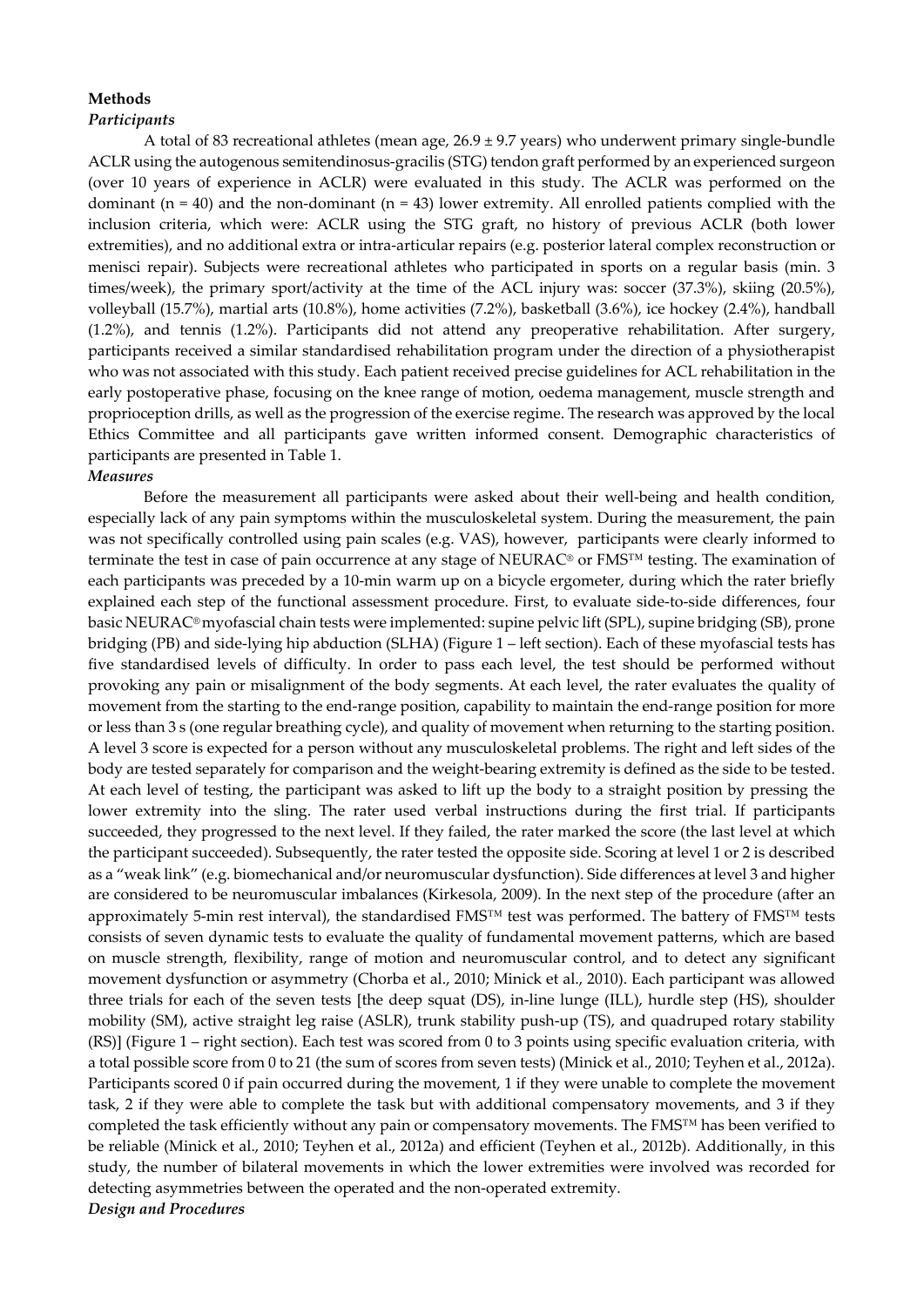## Methods

### *Participants*

A total of 83 recreational athletes (mean age, 26.9 ± 9.7 years) who underwent primary single-bundle ACLR using the autogenous semitendinosus-gracilis (STG) tendon graft performed by an experienced surgeon (over 10 years of experience in ACLR) were evaluated in this study. The ACLR was performed on the dominant (n = 40) and the non-dominant (n = 43) lower extremity. All enrolled patients complied with the inclusion criteria, which were: ACLR using the STG graft, no history of previous ACLR (both lower extremities), and no additional extra or intra-articular repairs (e.g. posterior lateral complex reconstruction or menisci repair). Subjects were recreational athletes who participated in sports on a regular basis (min. 3 times/week), the primary sport/activity at the time of the ACL injury was: soccer (37.3%), skiing (20.5%), volleyball (15.7%), martial arts (10.8%), home activities (7.2%), basketball (3.6%), ice hockey (2.4%), handball (1.2%), and tennis (1.2%). Participants did not attend any preoperative rehabilitation. After surgery, participants received a similar standardised rehabilitation program under the direction of a physiotherapist who was not associated with this study. Each patient received precise guidelines for ACL rehabilitation in the early postoperative phase, focusing on the knee range of motion, oedema management, muscle strength and proprioception drills, as well as the progression of the exercise regime. The research was approved by the local Ethics Committee and all participants gave written informed consent. Demographic characteristics of participants are presented in Table 1.

### *Measures*

Before the measurement all participants were asked about their well-being and health condition, especially lack of any pain symptoms within the musculoskeletal system. During the measurement, the pain was not specifically controlled using pain scales (e.g. VAS), however, participants were clearly informed to terminate the test in case of pain occurrence at any stage of NEURAC® or FMS™ testing. The examination of each participants was preceded by a 10-min warm up on a bicycle ergometer, during which the rater briefly explained each step of the functional assessment procedure. First, to evaluate side-to-side differences, four basic NEURAC® myofascial chain tests were implemented: supine pelvic lift (SPL), supine bridging (SB), prone bridging (PB) and side-lying hip abduction (SLHA) (Figure 1 – left section). Each of these myofascial tests has five standardised levels of difficulty. In order to pass each level, the test should be performed without provoking any pain or misalignment of the body segments. At each level, the rater evaluates the quality of movement from the starting to the end-range position, capability to maintain the end-range position for more or less than 3 s (one regular breathing cycle), and quality of movement when returning to the starting position. A level 3 score is expected for a person without any musculoskeletal problems. The right and left sides of the body are tested separately for comparison and the weight-bearing extremity is defined as the side to be tested. At each level of testing, the participant was asked to lift up the body to a straight position by pressing the lower extremity into the sling. The rater used verbal instructions during the first trial. If participants succeeded, they progressed to the next level. If they failed, the rater marked the score (the last level at which the participant succeeded). Subsequently, the rater tested the opposite side. Scoring at level 1 or 2 is described as a "weak link" (e.g. biomechanical and/or neuromuscular dysfunction). Side differences at level 3 and higher are considered to be neuromuscular imbalances (Kirkesola, 2009). In the next step of the procedure (after an approximately 5-min rest interval), the standardised FMS™ test was performed. The battery of FMS™ tests consists of seven dynamic tests to evaluate the quality of fundamental movement patterns, which are based on muscle strength, flexibility, range of motion and neuromuscular control, and to detect any significant movement dysfunction or asymmetry (Chorba et al., 2010; Minick et al., 2010). Each participant was allowed three trials for each of the seven tests [the deep squat (DS), in-line lunge (ILL), hurdle step (HS), shoulder mobility (SM), active straight leg raise (ASLR), trunk stability push-up (TS), and quadruped rotary stability (RS)] (Figure 1 – right section). Each test was scored from 0 to 3 points using specific evaluation criteria, with a total possible score from 0 to 21 (the sum of scores from seven tests) (Minick et al., 2010; Teyhen et al., 2012a). Participants scored 0 if pain occurred during the movement, 1 if they were unable to complete the movement task, 2 if they were able to complete the task but with additional compensatory movements, and 3 if they completed the task efficiently without any pain or compensatory movements. The FMS™ has been verified to be reliable (Minick et al., 2010; Teyhen et al., 2012a) and efficient (Teyhen et al., 2012b). Additionally, in this study, the number of bilateral movements in which the lower extremities were involved was recorded for detecting asymmetries between the operated and the non-operated extremity.

### *Design and Procedures*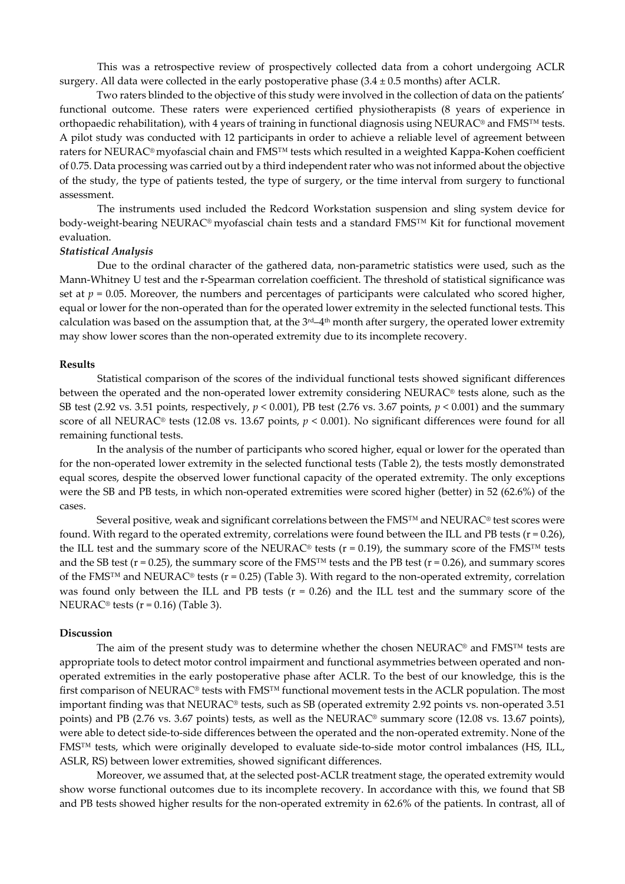This was a retrospective review of prospectively collected data from a cohort undergoing ACLR surgery. All data were collected in the early postoperative phase (3.4 ± 0.5 months) after ACLR.

Two raters blinded to the objective of this study were involved in the collection of data on the patients' functional outcome. These raters were experienced certified physiotherapists (8 years of experience in orthopaedic rehabilitation), with 4 years of training in functional diagnosis using NEURAC® and FMS™ tests. A pilot study was conducted with 12 participants in order to achieve a reliable level of agreement between raters for NEURAC® myofascial chain and FMS™ tests which resulted in a weighted Kappa-Kohen coefficient of 0.75. Data processing was carried out by a third independent rater who was not informed about the objective of the study, the type of patients tested, the type of surgery, or the time interval from surgery to functional assessment.

The instruments used included the Redcord Workstation suspension and sling system device for body-weight-bearing NEURAC® myofascial chain tests and a standard FMS™ Kit for functional movement evaluation.

### *Statistical Analysis*

Due to the ordinal character of the gathered data, non-parametric statistics were used, such as the Mann-Whitney U test and the r-Spearman correlation coefficient. The threshold of statistical significance was set at $p = 0.05$. Moreover, the numbers and percentages of participants were calculated who scored higher, equal or lower for the non-operated than for the operated lower extremity in the selected functional tests. This calculation was based on the assumption that, at the 3rd–4th month after surgery, the operated lower extremity may show lower scores than the non-operated extremity due to its incomplete recovery.

## Results

Statistical comparison of the scores of the individual functional tests showed significant differences between the operated and the non-operated lower extremity considering NEURAC® tests alone, such as the SB test (2.92 vs. 3.51 points, respectively, $p < 0.001$), PB test (2.76 vs. 3.67 points, $p < 0.001$) and the summary score of all NEURAC® tests (12.08 vs. 13.67 points, $p < 0.001$). No significant differences were found for all remaining functional tests.

In the analysis of the number of participants who scored higher, equal or lower for the operated than for the non-operated lower extremity in the selected functional tests (Table 2), the tests mostly demonstrated equal scores, despite the observed lower functional capacity of the operated extremity. The only exceptions were the SB and PB tests, in which non-operated extremities were scored higher (better) in 52 (62.6%) of the cases.

Several positive, weak and significant correlations between the FMS™ and NEURAC® test scores were found. With regard to the operated extremity, correlations were found between the ILL and PB tests ($r = 0.26$), the ILL test and the summary score of the NEURAC® tests ($r = 0.19$), the summary score of the FMS™ tests and the SB test ($r = 0.25$), the summary score of the FMS™ tests and the PB test ($r = 0.26$), and summary scores of the FMS™ and NEURAC® tests ($r = 0.25$) (Table 3). With regard to the non-operated extremity, correlation was found only between the ILL and PB tests ($r = 0.26$) and the ILL test and the summary score of the NEURAC® tests ($r = 0.16$) (Table 3).

## Discussion

The aim of the present study was to determine whether the chosen NEURAC® and FMS™ tests are appropriate tools to detect motor control impairment and functional asymmetries between operated and non-operated extremities in the early postoperative phase after ACLR. To the best of our knowledge, this is the first comparison of NEURAC® tests with FMS™ functional movement tests in the ACLR population. The most important finding was that NEURAC® tests, such as SB (operated extremity 2.92 points vs. non-operated 3.51 points) and PB (2.76 vs. 3.67 points) tests, as well as the NEURAC® summary score (12.08 vs. 13.67 points), were able to detect side-to-side differences between the operated and the non-operated extremity. None of the FMS™ tests, which were originally developed to evaluate side-to-side motor control imbalances (HS, ILL, ASLR, RS) between lower extremities, showed significant differences.

Moreover, we assumed that, at the selected post-ACLR treatment stage, the operated extremity would show worse functional outcomes due to its incomplete recovery. In accordance with this, we found that SB and PB tests showed higher results for the non-operated extremity in 62.6% of the patients. In contrast, all of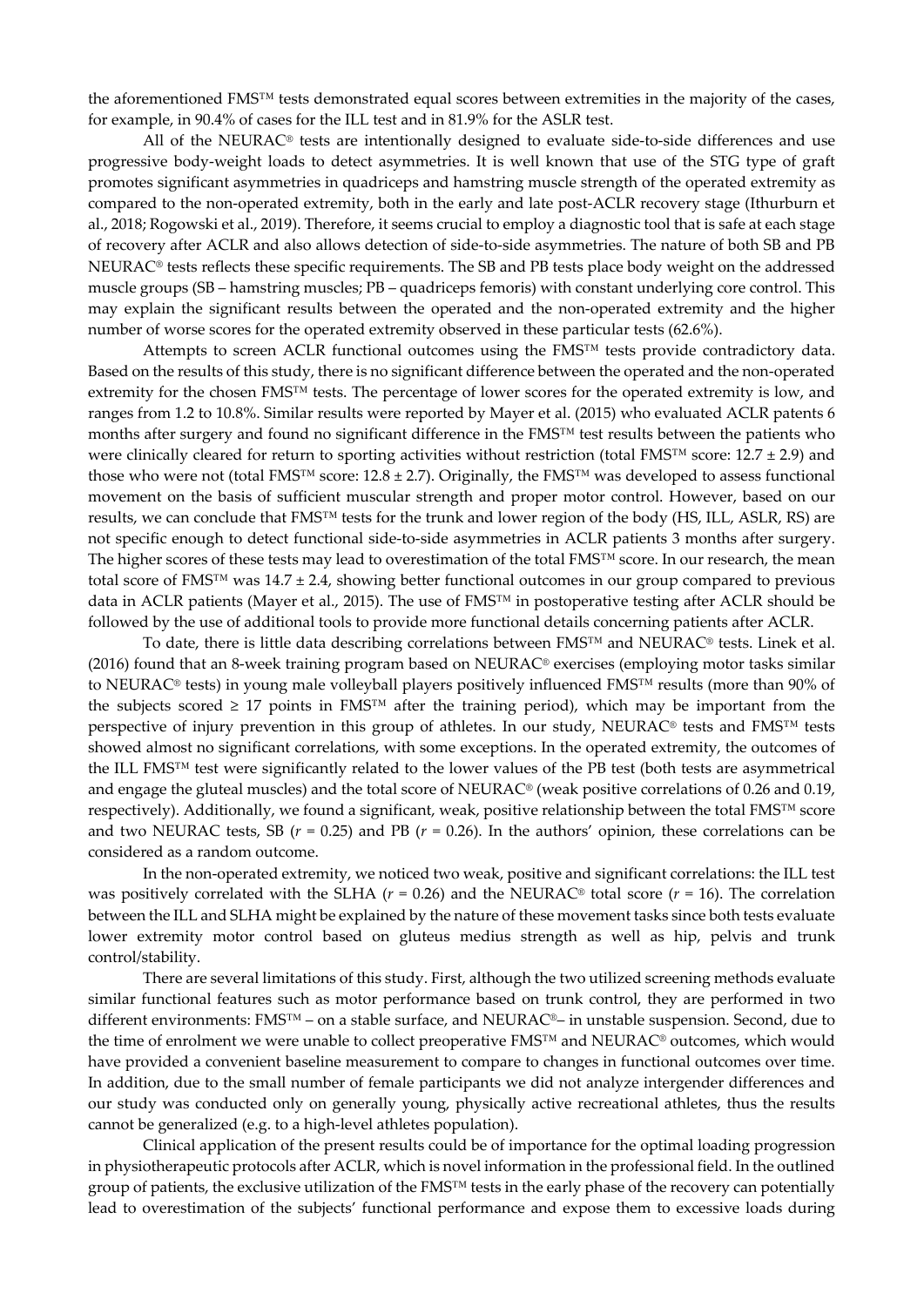the aforementioned FMS™ tests demonstrated equal scores between extremities in the majority of the cases, for example, in 90.4% of cases for the ILL test and in 81.9% for the ASLR test.

All of the NEURAC® tests are intentionally designed to evaluate side-to-side differences and use progressive body-weight loads to detect asymmetries. It is well known that use of the STG type of graft promotes significant asymmetries in quadriceps and hamstring muscle strength of the operated extremity as compared to the non-operated extremity, both in the early and late post-ACLR recovery stage (Ithurburn et al., 2018; Rogowski et al., 2019). Therefore, it seems crucial to employ a diagnostic tool that is safe at each stage of recovery after ACLR and also allows detection of side-to-side asymmetries. The nature of both SB and PB NEURAC® tests reflects these specific requirements. The SB and PB tests place body weight on the addressed muscle groups (SB – hamstring muscles; PB – quadriceps femoris) with constant underlying core control. This may explain the significant results between the operated and the non-operated extremity and the higher number of worse scores for the operated extremity observed in these particular tests (62.6%).

Attempts to screen ACLR functional outcomes using the FMS™ tests provide contradictory data. Based on the results of this study, there is no significant difference between the operated and the non-operated extremity for the chosen FMS™ tests. The percentage of lower scores for the operated extremity is low, and ranges from 1.2 to 10.8%. Similar results were reported by Mayer et al. (2015) who evaluated ACLR patents 6 months after surgery and found no significant difference in the FMS™ test results between the patients who were clinically cleared for return to sporting activities without restriction (total FMS™ score: 12.7 ± 2.9) and those who were not (total FMS™ score: 12.8 ± 2.7). Originally, the FMS™ was developed to assess functional movement on the basis of sufficient muscular strength and proper motor control. However, based on our results, we can conclude that FMS™ tests for the trunk and lower region of the body (HS, ILL, ASLR, RS) are not specific enough to detect functional side-to-side asymmetries in ACLR patients 3 months after surgery. The higher scores of these tests may lead to overestimation of the total FMS™ score. In our research, the mean total score of FMS™ was 14.7 ± 2.4, showing better functional outcomes in our group compared to previous data in ACLR patients (Mayer et al., 2015). The use of FMS™ in postoperative testing after ACLR should be followed by the use of additional tools to provide more functional details concerning patients after ACLR.

To date, there is little data describing correlations between FMS™ and NEURAC® tests. Linek et al. (2016) found that an 8-week training program based on NEURAC® exercises (employing motor tasks similar to NEURAC® tests) in young male volleyball players positively influenced FMS™ results (more than 90% of the subjects scored ≥ 17 points in FMS™ after the training period), which may be important from the perspective of injury prevention in this group of athletes. In our study, NEURAC® tests and FMS™ tests showed almost no significant correlations, with some exceptions. In the operated extremity, the outcomes of the ILL FMS™ test were significantly related to the lower values of the PB test (both tests are asymmetrical and engage the gluteal muscles) and the total score of NEURAC® (weak positive correlations of 0.26 and 0.19, respectively). Additionally, we found a significant, weak, positive relationship between the total FMS™ score and two NEURAC tests, SB ($r$ = 0.25) and PB ($r$ = 0.26). In the authors' opinion, these correlations can be considered as a random outcome.

In the non-operated extremity, we noticed two weak, positive and significant correlations: the ILL test was positively correlated with the SLHA ($r$ = 0.26) and the NEURAC® total score ($r$ = 16). The correlation between the ILL and SLHA might be explained by the nature of these movement tasks since both tests evaluate lower extremity motor control based on gluteus medius strength as well as hip, pelvis and trunk control/stability.

There are several limitations of this study. First, although the two utilized screening methods evaluate similar functional features such as motor performance based on trunk control, they are performed in two different environments: FMS™ – on a stable surface, and NEURAC®– in unstable suspension. Second, due to the time of enrolment we were unable to collect preoperative FMS™ and NEURAC® outcomes, which would have provided a convenient baseline measurement to compare to changes in functional outcomes over time. In addition, due to the small number of female participants we did not analyze intergender differences and our study was conducted only on generally young, physically active recreational athletes, thus the results cannot be generalized (e.g. to a high-level athletes population).

Clinical application of the present results could be of importance for the optimal loading progression in physiotherapeutic protocols after ACLR, which is novel information in the professional field. In the outlined group of patients, the exclusive utilization of the FMS™ tests in the early phase of the recovery can potentially lead to overestimation of the subjects' functional performance and expose them to excessive loads during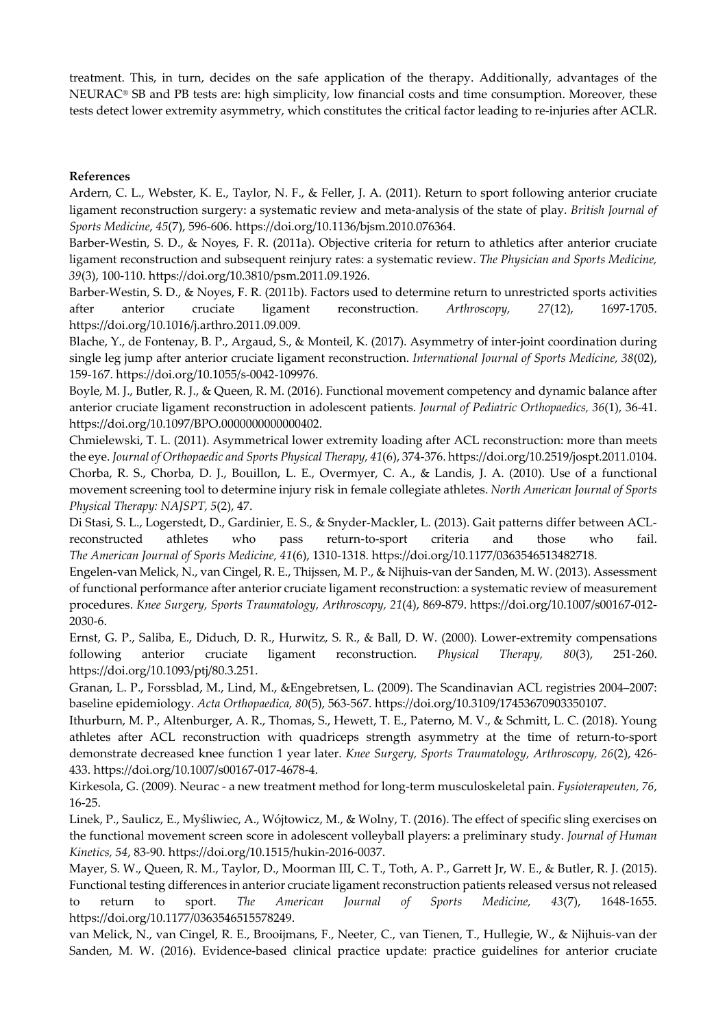treatment. This, in turn, decides on the safe application of the therapy. Additionally, advantages of the NEURAC® SB and PB tests are: high simplicity, low financial costs and time consumption. Moreover, these tests detect lower extremity asymmetry, which constitutes the critical factor leading to re-injuries after ACLR.

**References**

Ardern, C. L., Webster, K. E., Taylor, N. F., & Feller, J. A. (2011). Return to sport following anterior cruciate ligament reconstruction surgery: a systematic review and meta-analysis of the state of play. *British Journal of Sports Medicine*, *45*(7), 596-606. https://doi.org/10.1136/bjsm.2010.076364.

Barber-Westin, S. D., & Noyes, F. R. (2011a). Objective criteria for return to athletics after anterior cruciate ligament reconstruction and subsequent reinjury rates: a systematic review. *The Physician and Sports Medicine, 39*(3), 100-110. https://doi.org/10.3810/psm.2011.09.1926.

Barber-Westin, S. D., & Noyes, F. R. (2011b). Factors used to determine return to unrestricted sports activities after anterior cruciate ligament reconstruction. *Arthroscopy, 27*(12), 1697-1705. https://doi.org/10.1016/j.arthro.2011.09.009.

Blache, Y., de Fontenay, B. P., Argaud, S., & Monteil, K. (2017). Asymmetry of inter-joint coordination during single leg jump after anterior cruciate ligament reconstruction. *International Journal of Sports Medicine, 38*(02), 159-167. https://doi.org/10.1055/s-0042-109976.

Boyle, M. J., Butler, R. J., & Queen, R. M. (2016). Functional movement competency and dynamic balance after anterior cruciate ligament reconstruction in adolescent patients. *Journal of Pediatric Orthopaedics, 36*(1), 36-41. https://doi.org/10.1097/BPO.0000000000000402.

Chmielewski, T. L. (2011). Asymmetrical lower extremity loading after ACL reconstruction: more than meets the eye. *Journal of Orthopaedic and Sports Physical Therapy, 41*(6), 374-376. https://doi.org/10.2519/jospt.2011.0104.

Chorba, R. S., Chorba, D. J., Bouillon, L. E., Overmyer, C. A., & Landis, J. A. (2010). Use of a functional movement screening tool to determine injury risk in female collegiate athletes. *North American Journal of Sports Physical Therapy: NAJSPT, 5*(2), 47.

Di Stasi, S. L., Logerstedt, D., Gardinier, E. S., & Snyder-Mackler, L. (2013). Gait patterns differ between ACL-reconstructed athletes who pass return-to-sport criteria and those who fail. *The American Journal of Sports Medicine, 41*(6), 1310-1318. https://doi.org/10.1177/0363546513482718.

Engelen-van Melick, N., van Cingel, R. E., Thijssen, M. P., & Nijhuis-van der Sanden, M. W. (2013). Assessment of functional performance after anterior cruciate ligament reconstruction: a systematic review of measurement procedures. *Knee Surgery, Sports Traumatology, Arthroscopy, 21*(4), 869-879. https://doi.org/10.1007/s00167-012-2030-6.

Ernst, G. P., Saliba, E., Diduch, D. R., Hurwitz, S. R., & Ball, D. W. (2000). Lower-extremity compensations following anterior cruciate ligament reconstruction. *Physical Therapy, 80*(3), 251-260. https://doi.org/10.1093/ptj/80.3.251.

Granan, L. P., Forssblad, M., Lind, M., &Engebretsen, L. (2009). The Scandinavian ACL registries 2004–2007: baseline epidemiology. *Acta Orthopaedica, 80*(5), 563-567. https://doi.org/10.3109/17453670903350107.

Ithurburn, M. P., Altenburger, A. R., Thomas, S., Hewett, T. E., Paterno, M. V., & Schmitt, L. C. (2018). Young athletes after ACL reconstruction with quadriceps strength asymmetry at the time of return-to-sport demonstrate decreased knee function 1 year later. *Knee Surgery, Sports Traumatology, Arthroscopy, 26*(2), 426-433. https://doi.org/10.1007/s00167-017-4678-4.

Kirkesola, G. (2009). Neurac - a new treatment method for long-term musculoskeletal pain. *Fysioterapeuten, 76*, 16-25.

Linek, P., Saulicz, E., Myśliwiec, A., Wójtowicz, M., & Wolny, T. (2016). The effect of specific sling exercises on the functional movement screen score in adolescent volleyball players: a preliminary study. *Journal of Human Kinetics, 54*, 83-90. https://doi.org/10.1515/hukin-2016-0037.

Mayer, S. W., Queen, R. M., Taylor, D., Moorman III, C. T., Toth, A. P., Garrett Jr, W. E., & Butler, R. J. (2015). Functional testing differences in anterior cruciate ligament reconstruction patients released versus not released to return to sport. *The American Journal of Sports Medicine, 43*(7), 1648-1655. https://doi.org/10.1177/0363546515578249.

van Melick, N., van Cingel, R. E., Brooijmans, F., Neeter, C., van Tienen, T., Hullegie, W., & Nijhuis-van der Sanden, M. W. (2016). Evidence-based clinical practice update: practice guidelines for anterior cruciate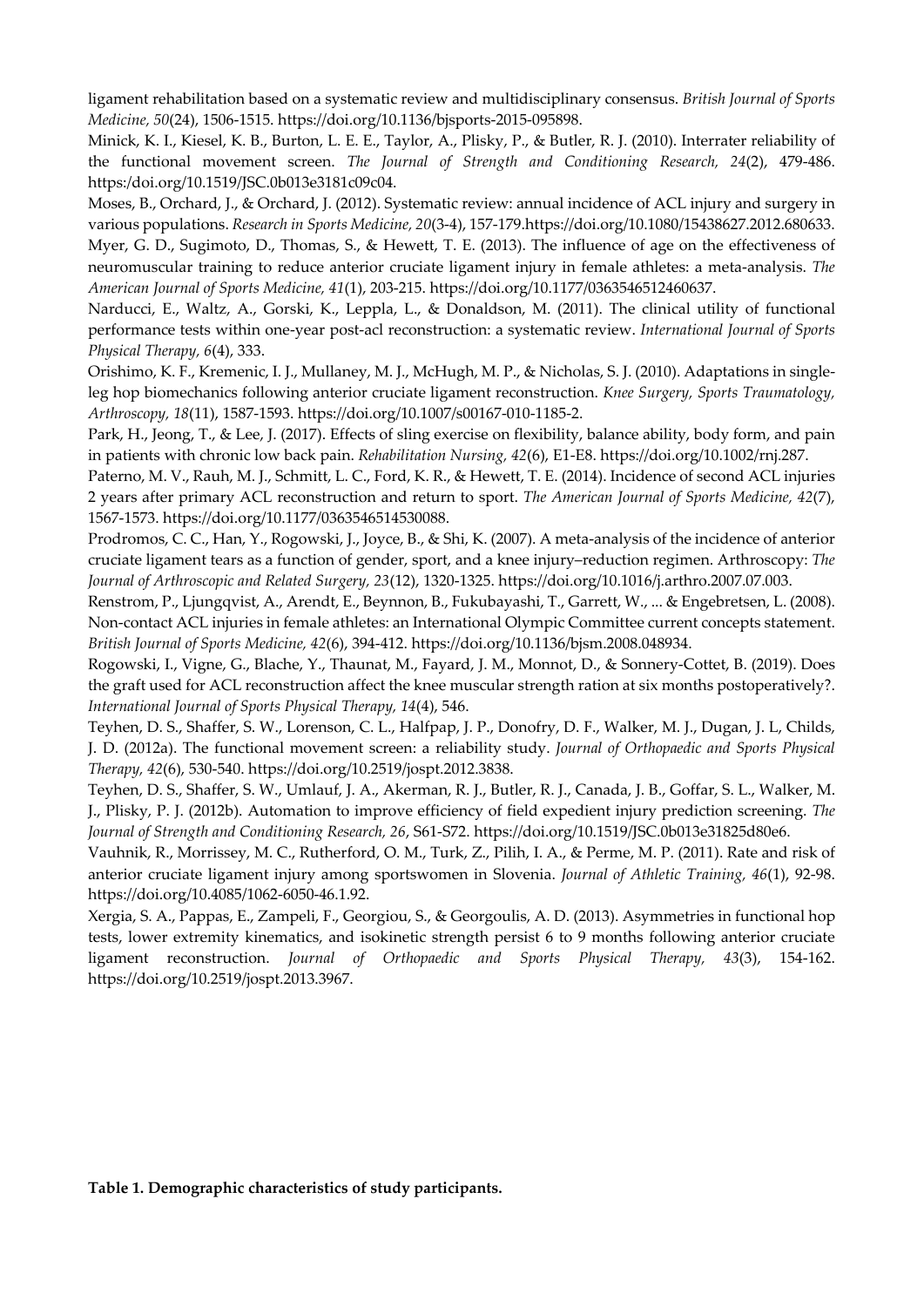ligament rehabilitation based on a systematic review and multidisciplinary consensus. *British Journal of Sports Medicine, 50*(24), 1506-1515. https://doi.org/10.1136/bjsports-2015-095898.

Minick, K. I., Kiesel, K. B., Burton, L. E. E., Taylor, A., Plisky, P., & Butler, R. J. (2010). Interrater reliability of the functional movement screen. *The Journal of Strength and Conditioning Research, 24*(2), 479-486. https:/doi.org/10.1519/JSC.0b013e3181c09c04.

Moses, B., Orchard, J., & Orchard, J. (2012). Systematic review: annual incidence of ACL injury and surgery in various populations. *Research in Sports Medicine, 20*(3-4), 157-179.https://doi.org/10.1080/15438627.2012.680633.

Myer, G. D., Sugimoto, D., Thomas, S., & Hewett, T. E. (2013). The influence of age on the effectiveness of neuromuscular training to reduce anterior cruciate ligament injury in female athletes: a meta-analysis. *The American Journal of Sports Medicine, 41*(1), 203-215. https://doi.org/10.1177/0363546512460637.

Narducci, E., Waltz, A., Gorski, K., Leppla, L., & Donaldson, M. (2011). The clinical utility of functional performance tests within one-year post-acl reconstruction: a systematic review. *International Journal of Sports Physical Therapy, 6*(4), 333.

Orishimo, K. F., Kremenic, I. J., Mullaney, M. J., McHugh, M. P., & Nicholas, S. J. (2010). Adaptations in single-leg hop biomechanics following anterior cruciate ligament reconstruction. *Knee Surgery, Sports Traumatology, Arthroscopy, 18*(11), 1587-1593. https://doi.org/10.1007/s00167-010-1185-2.

Park, H., Jeong, T., & Lee, J. (2017). Effects of sling exercise on flexibility, balance ability, body form, and pain in patients with chronic low back pain. *Rehabilitation Nursing, 42*(6), E1-E8. https://doi.org/10.1002/rnj.287.

Paterno, M. V., Rauh, M. J., Schmitt, L. C., Ford, K. R., & Hewett, T. E. (2014). Incidence of second ACL injuries 2 years after primary ACL reconstruction and return to sport. *The American Journal of Sports Medicine, 42*(7), 1567-1573. https://doi.org/10.1177/0363546514530088.

Prodromos, C. C., Han, Y., Rogowski, J., Joyce, B., & Shi, K. (2007). A meta-analysis of the incidence of anterior cruciate ligament tears as a function of gender, sport, and a knee injury–reduction regimen. Arthroscopy: *The Journal of Arthroscopic and Related Surgery, 23*(12), 1320-1325. https://doi.org/10.1016/j.arthro.2007.07.003.

Renstrom, P., Ljungqvist, A., Arendt, E., Beynnon, B., Fukubayashi, T., Garrett, W., ... & Engebretsen, L. (2008). Non-contact ACL injuries in female athletes: an International Olympic Committee current concepts statement. *British Journal of Sports Medicine, 42*(6), 394-412. https://doi.org/10.1136/bjsm.2008.048934.

Rogowski, I., Vigne, G., Blache, Y., Thaunat, M., Fayard, J. M., Monnot, D., & Sonnery-Cottet, B. (2019). Does the graft used for ACL reconstruction affect the knee muscular strength ration at six months postoperatively?. *International Journal of Sports Physical Therapy, 14*(4), 546.

Teyhen, D. S., Shaffer, S. W., Lorenson, C. L., Halfpap, J. P., Donofry, D. F., Walker, M. J., Dugan, J. L, Childs, J. D. (2012a). The functional movement screen: a reliability study. *Journal of Orthopaedic and Sports Physical Therapy, 42*(6), 530-540. https://doi.org/10.2519/jospt.2012.3838.

Teyhen, D. S., Shaffer, S. W., Umlauf, J. A., Akerman, R. J., Butler, R. J., Canada, J. B., Goffar, S. L., Walker, M. J., Plisky, P. J. (2012b). Automation to improve efficiency of field expedient injury prediction screening. *The Journal of Strength and Conditioning Research, 26*, S61-S72. https://doi.org/10.1519/JSC.0b013e31825d80e6.

Vauhnik, R., Morrissey, M. C., Rutherford, O. M., Turk, Z., Pilih, I. A., & Perme, M. P. (2011). Rate and risk of anterior cruciate ligament injury among sportswomen in Slovenia. *Journal of Athletic Training, 46*(1), 92-98. https://doi.org/10.4085/1062-6050-46.1.92.

Xergia, S. A., Pappas, E., Zampeli, F., Georgiou, S., & Georgoulis, A. D. (2013). Asymmetries in functional hop tests, lower extremity kinematics, and isokinetic strength persist 6 to 9 months following anterior cruciate ligament reconstruction. *Journal of Orthopaedic and Sports Physical Therapy, 43*(3), 154-162. https://doi.org/10.2519/jospt.2013.3967.

**Table 1. Demographic characteristics of study participants.**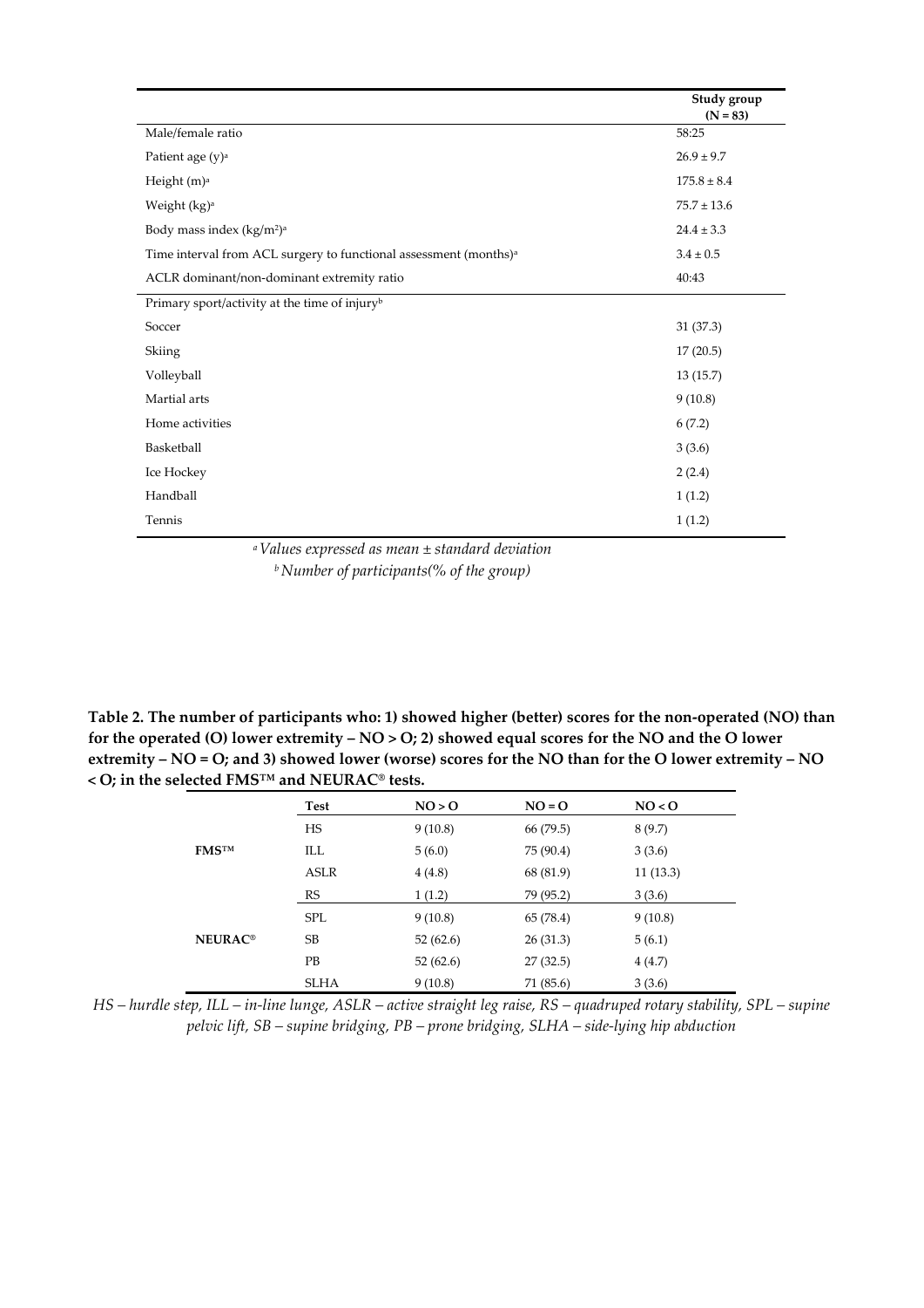| | Study group (N = 83) |
|---|---|
| Male/female ratio | 58:25 |
| Patient age (y)[a] | 26.9 ± 9.7 |
| Height (m)[a] | 175.8 ± 8.4 |
| Weight (kg)[a] | 75.7 ± 13.6 |
| Body mass index (kg/m²)[a] | 24.4 ± 3.3 |
| Time interval from ACL surgery to functional assessment (months)[a] | 3.4 ± 0.5 |
| ACLR dominant/non-dominant extremity ratio | 40:43 |
| Primary sport/activity at the time of injury[b] | |
| Soccer | 31 (37.3) |
| Skiing | 17 (20.5) |
| Volleyball | 13 (15.7) |
| Martial arts | 9 (10.8) |
| Home activities | 6 (7.2) |
| Basketball | 3 (3.6) |
| Ice Hockey | 2 (2.4) |
| Handball | 1 (1.2) |
| Tennis | 1 (1.2) |

*[a] Values expressed as mean ± standard deviation*

*[b] Number of participants(% of the group)*

**Table 2. The number of participants who: 1) showed higher (better) scores for the non-operated (NO) than for the operated (O) lower extremity – NO > O; 2) showed equal scores for the NO and the O lower extremity – NO = O; and 3) showed lower (worse) scores for the NO than for the O lower extremity – NO < O; in the selected FMS™ and NEURAC® tests.**

| | Test | NO > O | NO = O | NO < O |
|---|---|---|---|---|
| **FMS™** | HS | 9 (10.8) | 66 (79.5) | 8 (9.7) |
| | ILL | 5 (6.0) | 75 (90.4) | 3 (3.6) |
| | ASLR | 4 (4.8) | 68 (81.9) | 11 (13.3) |
| | RS | 1 (1.2) | 79 (95.2) | 3 (3.6) |
| **NEURAC®** | SPL | 9 (10.8) | 65 (78.4) | 9 (10.8) |
| | SB | 52 (62.6) | 26 (31.3) | 5 (6.1) |
| | PB | 52 (62.6) | 27 (32.5) | 4 (4.7) |
| | SLHA | 9 (10.8) | 71 (85.6) | 3 (3.6) |

*HS – hurdle step, ILL – in-line lunge, ASLR – active straight leg raise, RS – quadruped rotary stability, SPL – supine pelvic lift, SB – supine bridging, PB – prone bridging, SLHA – side-lying hip abduction*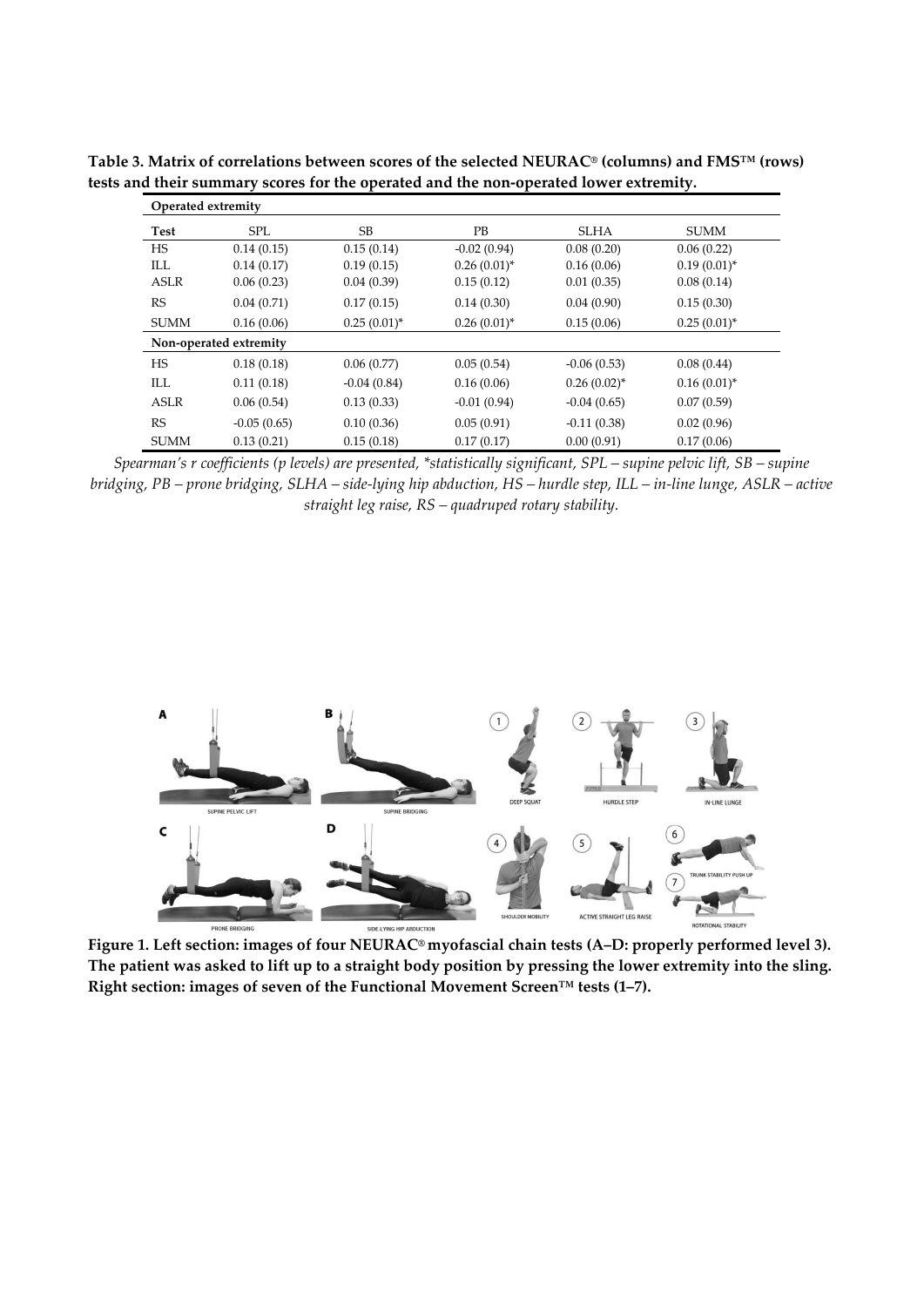**Table 3. Matrix of correlations between scores of the selected NEURAC® (columns) and FMS™ (rows) tests and their summary scores for the operated and the non-operated lower extremity.**

| **Operated extremity** | | | | | |
|---|---|---|---|---|---|
| **Test** | SPL | SB | PB | SLHA | SUMM |
| HS | 0.14 (0.15) | 0.15 (0.14) | -0.02 (0.94) | 0.08 (0.20) | 0.06 (0.22) |
| ILL | 0.14 (0.17) | 0.19 (0.15) | 0.26 (0.01)* | 0.16 (0.06) | 0.19 (0.01)* |
| ASLR | 0.06 (0.23) | 0.04 (0.39) | 0.15 (0.12) | 0.01 (0.35) | 0.08 (0.14) |
| RS | 0.04 (0.71) | 0.17 (0.15) | 0.14 (0.30) | 0.04 (0.90) | 0.15 (0.30) |
| SUMM | 0.16 (0.06) | 0.25 (0.01)* | 0.26 (0.01)* | 0.15 (0.06) | 0.25 (0.01)* |
| **Non-operated extremity** | | | | | |
| HS | 0.18 (0.18) | 0.06 (0.77) | 0.05 (0.54) | -0.06 (0.53) | 0.08 (0.44) |
| ILL | 0.11 (0.18) | -0.04 (0.84) | 0.16 (0.06) | 0.26 (0.02)* | 0.16 (0.01)* |
| ASLR | 0.06 (0.54) | 0.13 (0.33) | -0.01 (0.94) | -0.04 (0.65) | 0.07 (0.59) |
| RS | -0.05 (0.65) | 0.10 (0.36) | 0.05 (0.91) | -0.11 (0.38) | 0.02 (0.96) |
| SUMM | 0.13 (0.21) | 0.15 (0.18) | 0.17 (0.17) | 0.00 (0.91) | 0.17 (0.06) |

*Spearman's r coefficients (p levels) are presented, \*statistically significant, SPL – supine pelvic lift, SB – supine bridging, PB – prone bridging, SLHA – side-lying hip abduction, HS – hurdle step, ILL – in-line lunge, ASLR – active straight leg raise, RS – quadruped rotary stability.*

A
SUPINE PELVIC LIFT
B
SUPINE BRIDGING
1
DEEP SQUAT
2
HURDLE STEP
3
IN-LINE LUNGE
C
PRONE BRIDGING
D
SIDE-LYING HIP ABDUCTION
4
SHOULDER MOBILITY
5
ACTIVE STRAIGHT LEG RAISE
6
TRUNK STABILITY PUSH UP
7
ROTATIONAL STABILITY

**Figure 1. Left section: images of four NEURAC® myofascial chain tests (A–D: properly performed level 3). The patient was asked to lift up to a straight body position by pressing the lower extremity into the sling. Right section: images of seven of the Functional Movement Screen™ tests (1–7).**